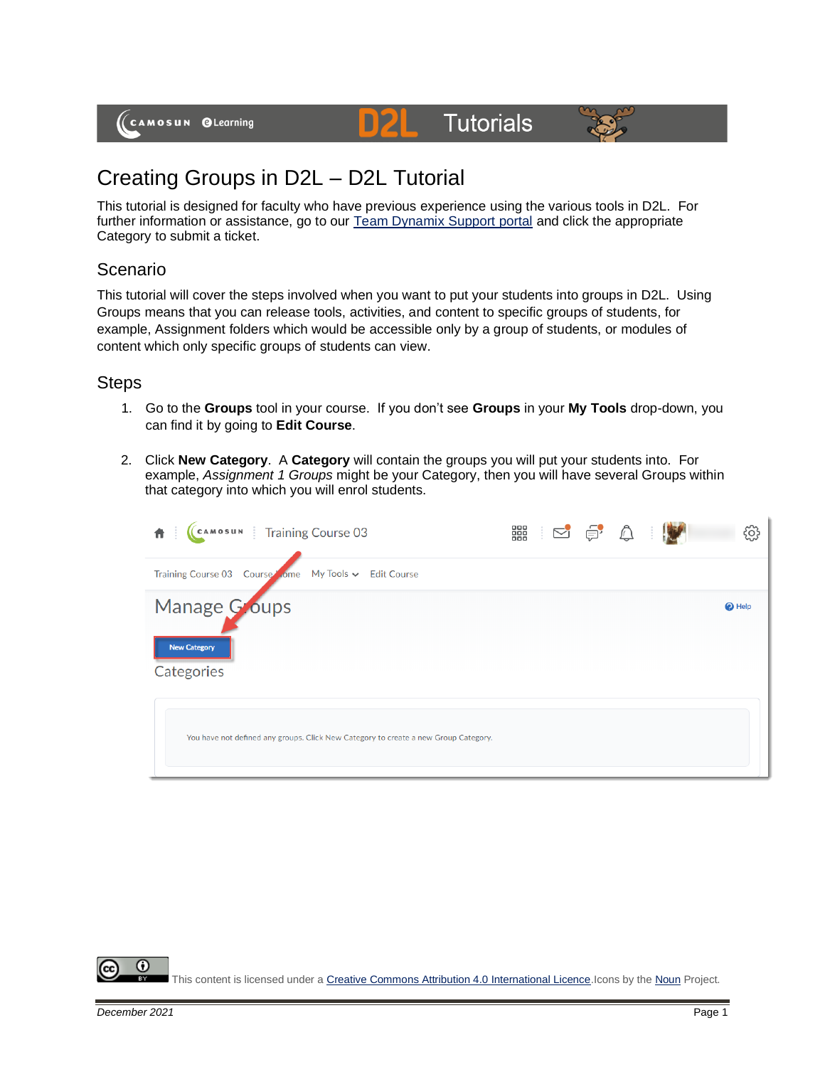# Creating Groups in D2L – D2L Tutorial

This tutorial is designed for faculty who have previous experience using the various tools in D2L. For further information or assistance, go to our Team Dynamix Support portal and click the appropriate Category to submit a ticket.

## Scenario

This tutorial will cover the steps involved when you want to put your students into groups in D2L. Using Groups means that you can release tools, activities, and content to specific groups of students, for example, Assignment folders which would be accessible only by a group of students, or modules of content which only specific groups of students can view.

## Steps

1. Go to the **Groups** tool in your course. If you don't see **Groups** in your **My Tools** drop-down, you can find it by going to **Edit Course**.

2. Click **New Category**. A **Category** will contain the groups you will put your students into. For example, *Assignment 1 Groups* might be your Category, then you will have several Groups within that category into which you will enrol students.

This content is licensed under a Creative Commons Attribution 4.0 International Licence. Icons by the Noun Project.

*December 2021*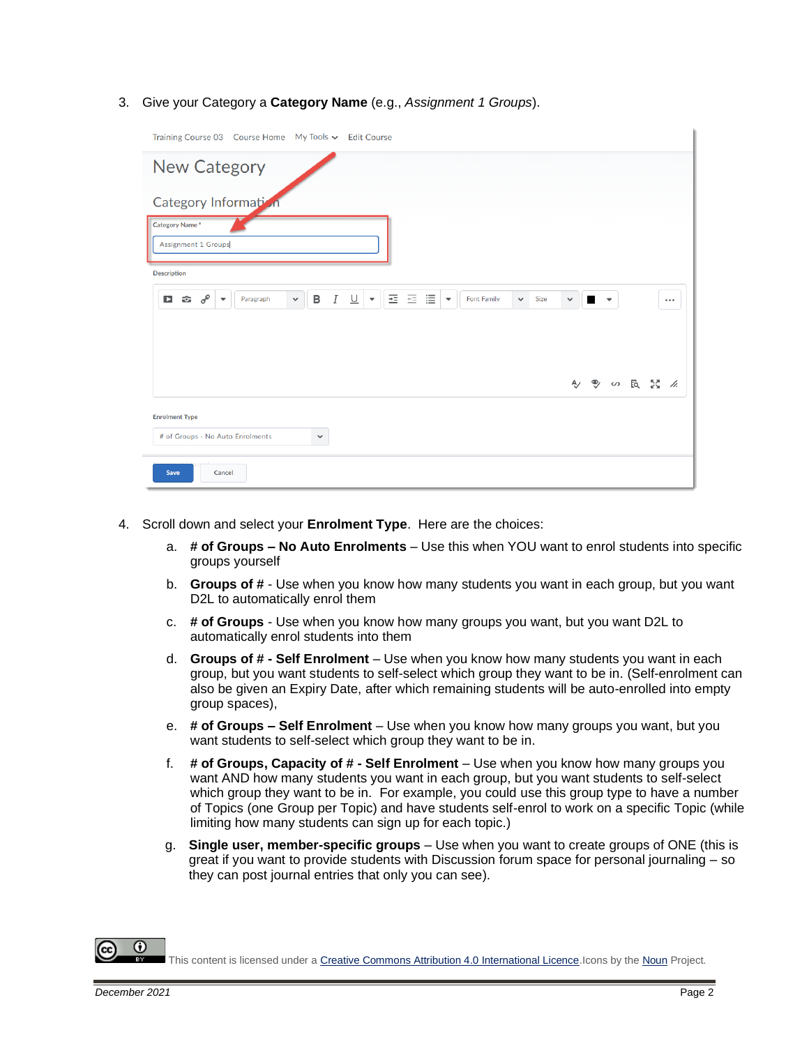3. Give your Category a **Category Name** (e.g., *Assignment 1 Groups*).

4. Scroll down and select your **Enrolment Type**. Here are the choices:

   a. **# of Groups – No Auto Enrolments** – Use this when YOU want to enrol students into specific groups yourself

   b. **Groups of #** - Use when you know how many students you want in each group, but you want D2L to automatically enrol them

   c. **# of Groups** - Use when you know how many groups you want, but you want D2L to automatically enrol students into them

   d. **Groups of # - Self Enrolment** – Use when you know how many students you want in each group, but you want students to self-select which group they want to be in. (Self-enrolment can also be given an Expiry Date, after which remaining students will be auto-enrolled into empty group spaces),

   e. **# of Groups – Self Enrolment** – Use when you know how many groups you want, but you want students to self-select which group they want to be in.

   f. **# of Groups, Capacity of # - Self Enrolment** – Use when you know how many groups you want AND how many students you want in each group, but you want students to self-select which group they want to be in. For example, you could use this group type to have a number of Topics (one Group per Topic) and have students self-enrol to work on a specific Topic (while limiting how many students can sign up for each topic.)

   g. **Single user, member-specific groups** – Use when you want to create groups of ONE (this is great if you want to provide students with Discussion forum space for personal journaling – so they can post journal entries that only you can see).

This content is licensed under a Creative Commons Attribution 4.0 International Licence. Icons by the Noun Project.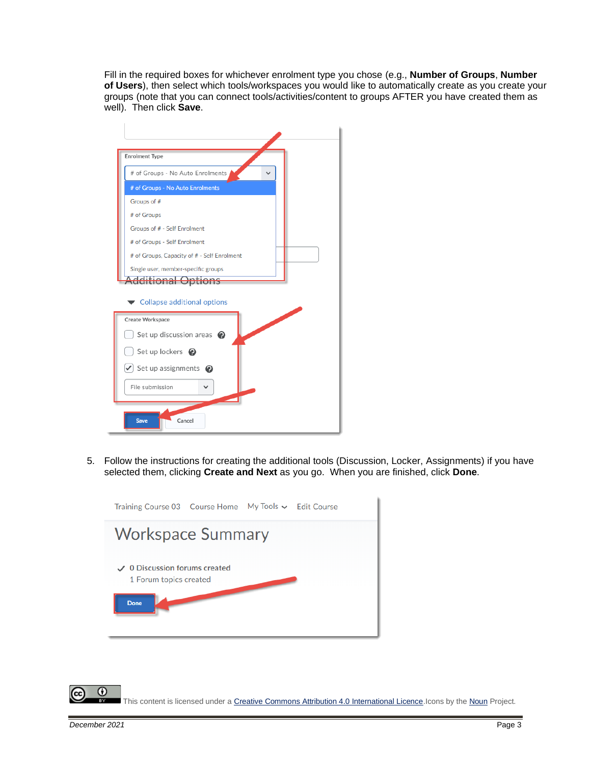Fill in the required boxes for whichever enrolment type you chose (e.g., **Number of Groups**, **Number of Users**), then select which tools/workspaces you would like to automatically create as you create your groups (note that you can connect tools/activities/content to groups AFTER you have created them as well). Then click **Save**.

5. Follow the instructions for creating the additional tools (Discussion, Locker, Assignments) if you have selected them, clicking **Create and Next** as you go. When you are finished, click **Done**.

This content is licensed under a Creative Commons Attribution 4.0 International Licence. Icons by the Noun Project.

December 2021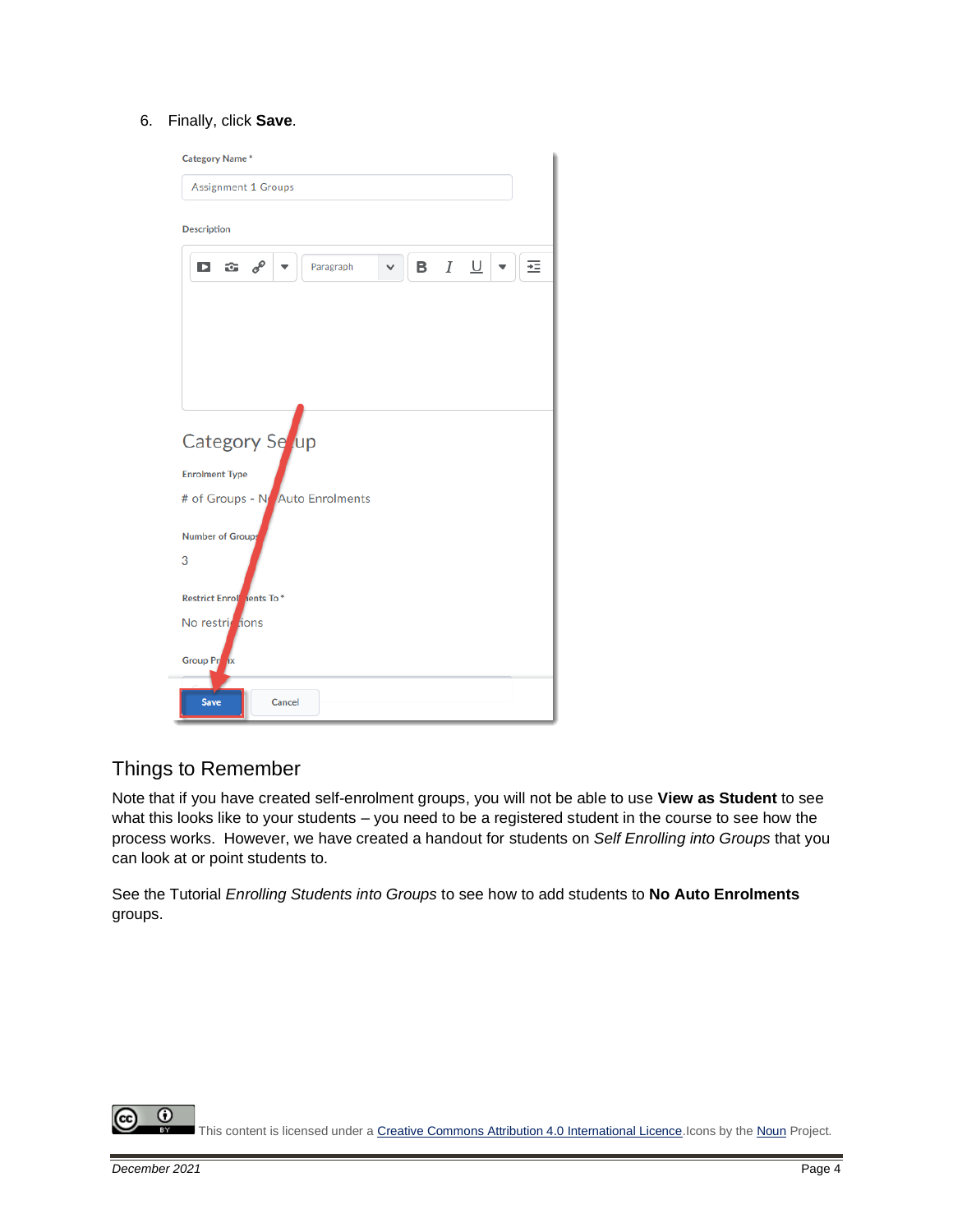6. Finally, click **Save**.

## Things to Remember

Note that if you have created self-enrolment groups, you will not be able to use **View as Student** to see what this looks like to your students – you need to be a registered student in the course to see how the process works. However, we have created a handout for students on *Self Enrolling into Groups* that you can look at or point students to.

See the Tutorial *Enrolling Students into Groups* to see how to add students to **No Auto Enrolments** groups.

This content is licensed under a [Creative Commons Attribution 4.0 International Licence](). Icons by the [Noun]() Project.